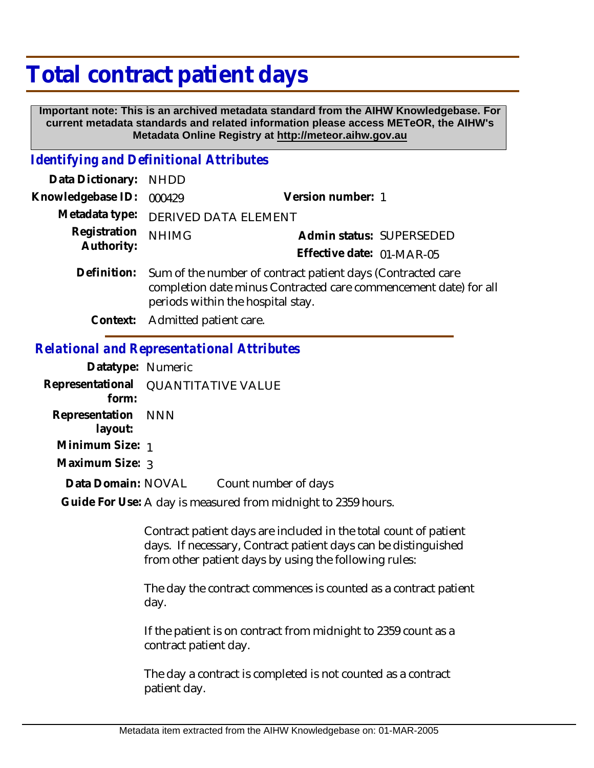# Total contract patient days

**Important note: This is an archived metadata standard from the AIHW Knowledgebase. For current metadata standards and related information please access METeOR, the AIHW's Metadata Online Registry at http://meteor.aihw.gov.au**

## *Identifying and Definitional Attributes*

**Data Dictionary:** NHDD

**Knowledgebase ID:** 000429 **Version number:** 1

**Metadata type:** DERIVED DATA ELEMENT

**Registration Authority:** NHIMG **Admin status:** SUPERSEDED

**Effective date:** 01-MAR-05

**Definition:** Sum of the number of contract patient days (Contracted care completion date minus Contracted care commencement date) for all periods within the hospital stay.

**Context:** Admitted patient care.

## *Relational and Representational Attributes*

**Datatype:** Numeric

**Representational form:** QUANTITATIVE VALUE

**Representation layout:** NNN

**Minimum Size:** 1

**Maximum Size:** 3

**Data Domain:** NOVAL Count number of days

**Guide For Use:** A day is measured from midnight to 2359 hours.

Contract patient days are included in the total count of patient days. If necessary, Contract patient days can be distinguished from other patient days by using the following rules:

The day the contract commences is counted as a contract patient day.

If the patient is on contract from midnight to 2359 count as a contract patient day.

The day a contract is completed is not counted as a contract patient day.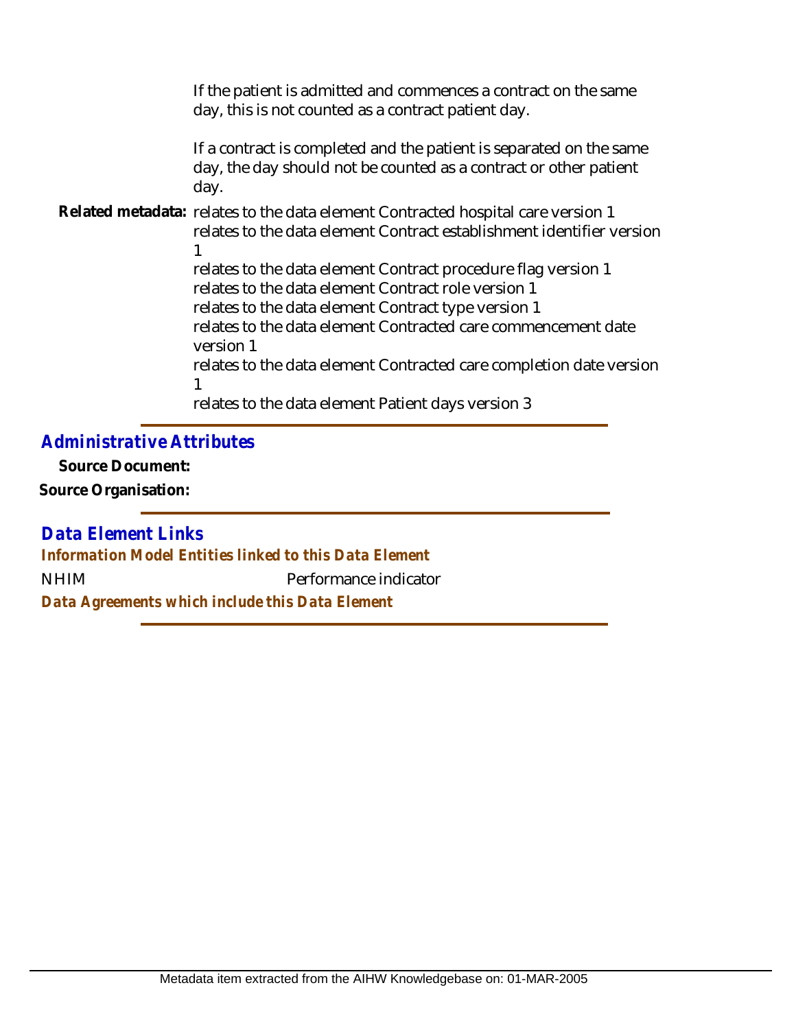If the patient is admitted and commences a contract on the same day, this is not counted as a contract patient day.

If a contract is completed and the patient is separated on the same day, the day should not be counted as a contract or other patient day.

**Related metadata:** relates to the data element Contracted hospital care version 1
relates to the data element Contract establishment identifier version 1
relates to the data element Contract procedure flag version 1
relates to the data element Contract role version 1
relates to the data element Contract type version 1
relates to the data element Contracted care commencement date version 1
relates to the data element Contracted care completion date version 1
relates to the data element Patient days version 3

## Administrative Attributes

**Source Document:**

**Source Organisation:**

## Data Element Links

***Information Model Entities linked to this Data Element***

NHIM Performance indicator

***Data Agreements which include this Data Element***